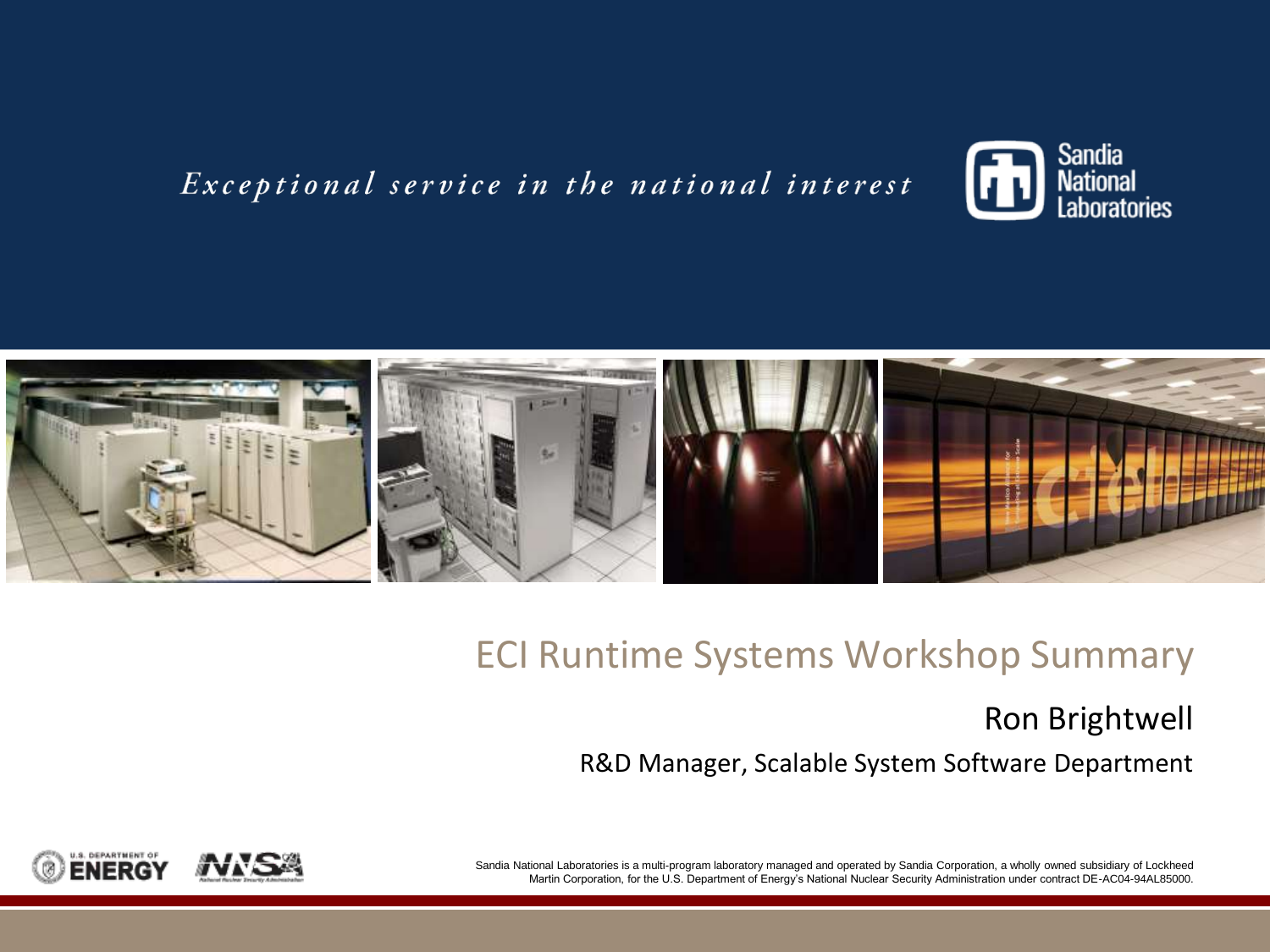*Exceptional service in the national interest*

Sandia National Laboratories

# ECI Runtime Systems Workshop Summary

Ron Brightwell

R&D Manager, Scalable System Software Department

Sandia National Laboratories is a multi-program laboratory managed and operated by Sandia Corporation, a wholly owned subsidiary of Lockheed Martin Corporation, for the U.S. Department of Energy's National Nuclear Security Administration under contract DE-AC04-94AL85000.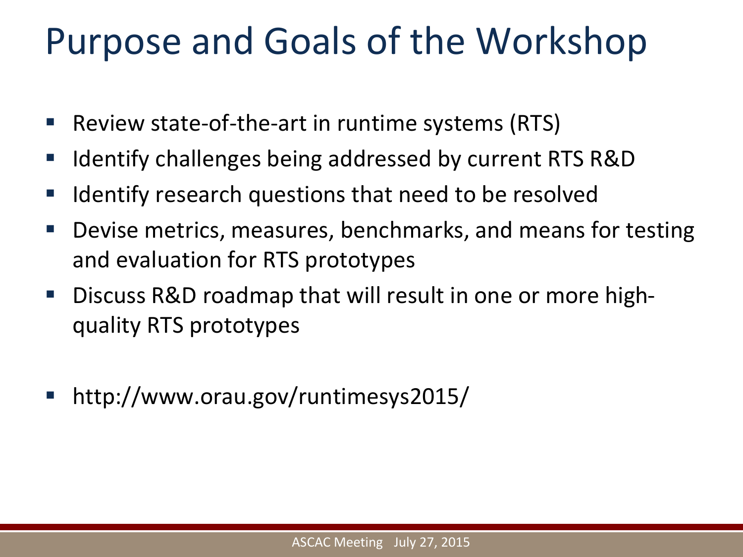# Purpose and Goals of the Workshop

- Review state-of-the-art in runtime systems (RTS)
- Identify challenges being addressed by current RTS R&D
- Identify research questions that need to be resolved
- Devise metrics, measures, benchmarks, and means for testing and evaluation for RTS prototypes
- Discuss R&D roadmap that will result in one or more high-quality RTS prototypes

- http://www.orau.gov/runtimesys2015/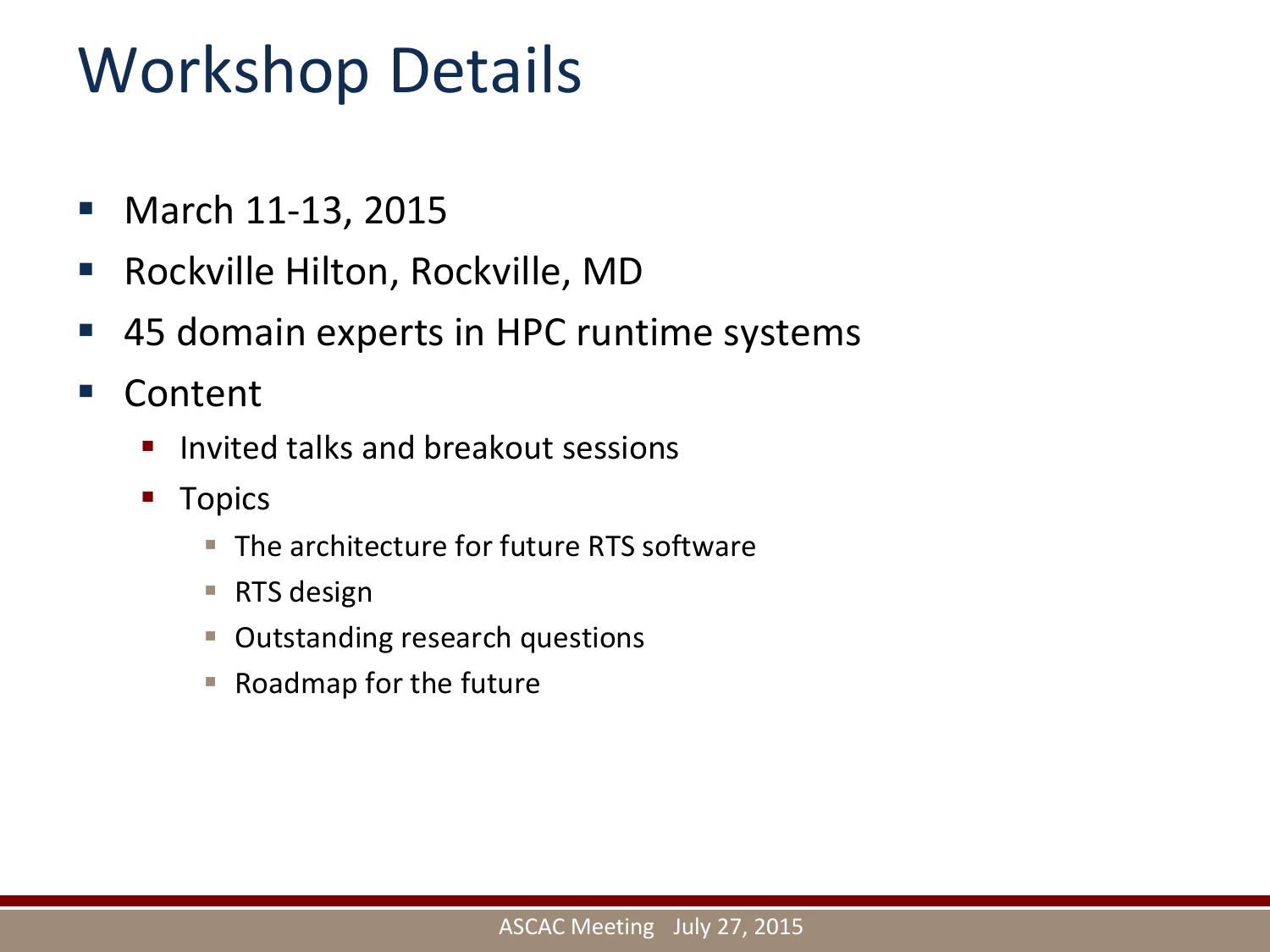# Workshop Details

- March 11-13, 2015
- Rockville Hilton, Rockville, MD
- 45 domain experts in HPC runtime systems
- Content
  - Invited talks and breakout sessions
  - Topics
    - The architecture for future RTS software
    - RTS design
    - Outstanding research questions
    - Roadmap for the future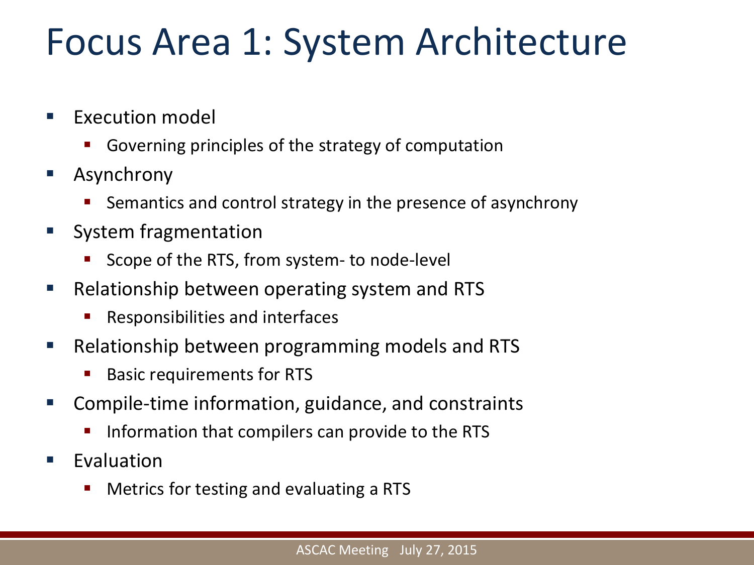# Focus Area 1: System Architecture

- Execution model
  - Governing principles of the strategy of computation
- Asynchrony
  - Semantics and control strategy in the presence of asynchrony
- System fragmentation
  - Scope of the RTS, from system- to node-level
- Relationship between operating system and RTS
  - Responsibilities and interfaces
- Relationship between programming models and RTS
  - Basic requirements for RTS
- Compile-time information, guidance, and constraints
  - Information that compilers can provide to the RTS
- Evaluation
  - Metrics for testing and evaluating a RTS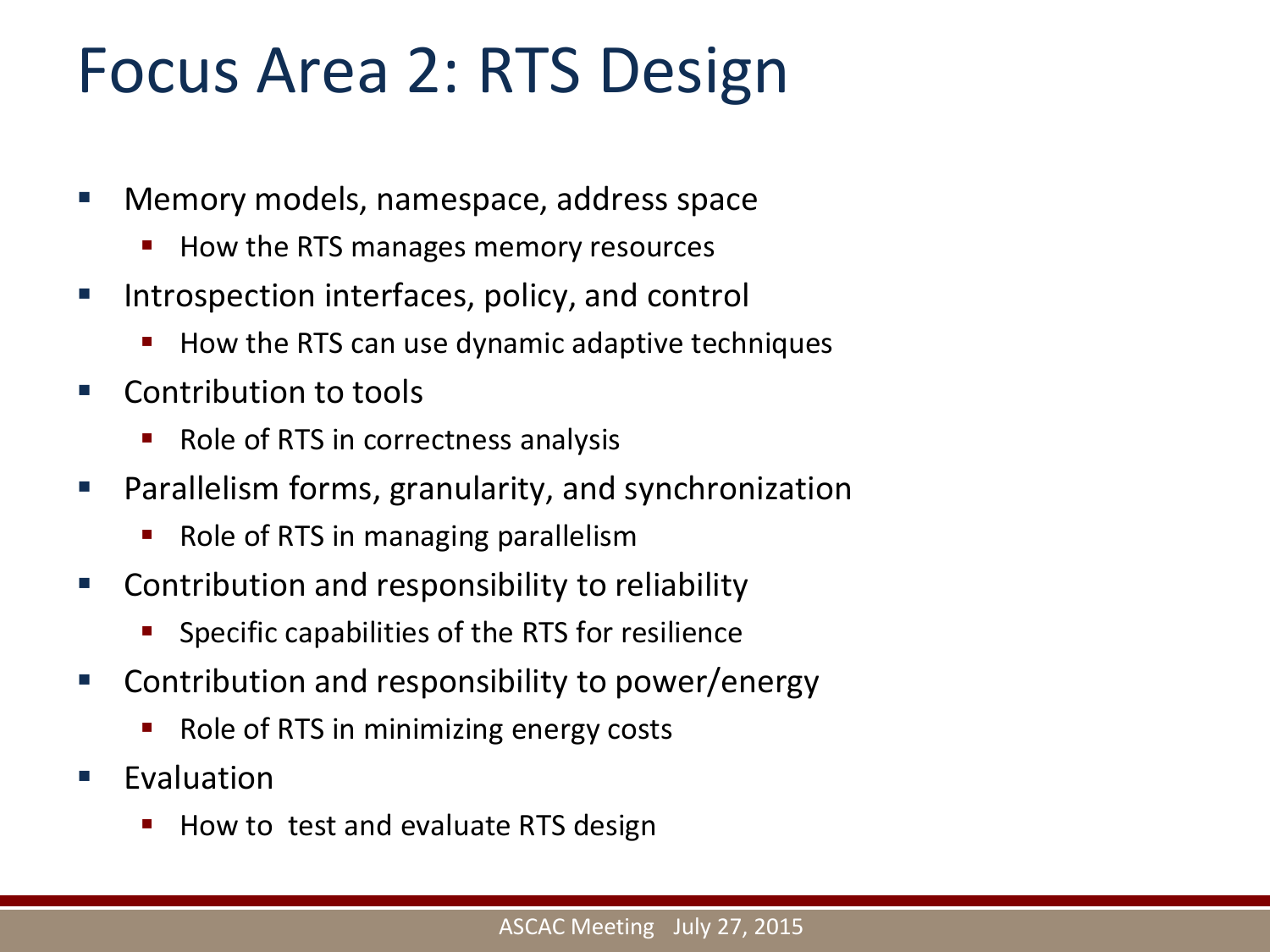# Focus Area 2: RTS Design

- Memory models, namespace, address space
  - How the RTS manages memory resources
- Introspection interfaces, policy, and control
  - How the RTS can use dynamic adaptive techniques
- Contribution to tools
  - Role of RTS in correctness analysis
- Parallelism forms, granularity, and synchronization
  - Role of RTS in managing parallelism
- Contribution and responsibility to reliability
  - Specific capabilities of the RTS for resilience
- Contribution and responsibility to power/energy
  - Role of RTS in minimizing energy costs
- Evaluation
  - How to test and evaluate RTS design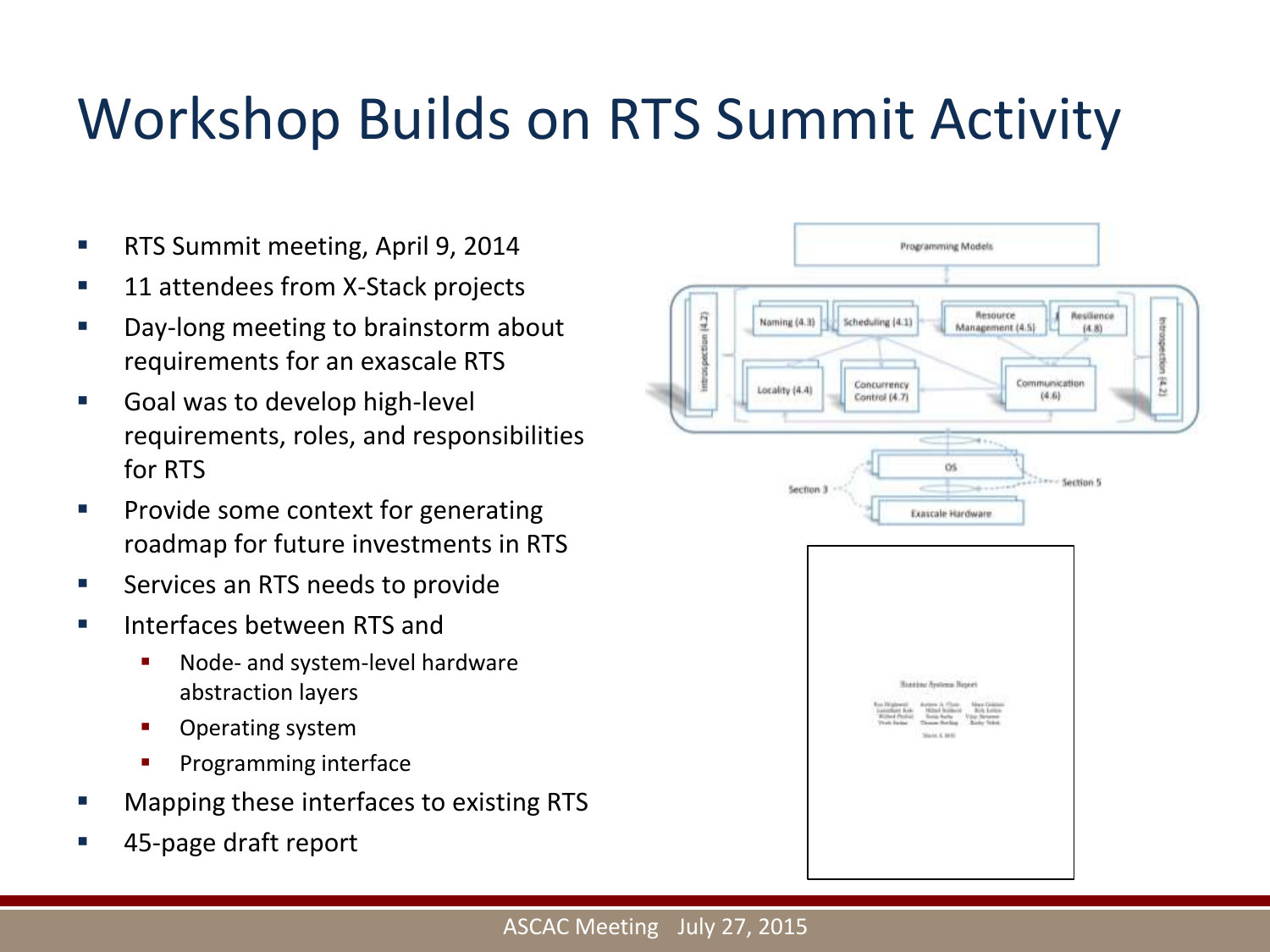# Workshop Builds on RTS Summit Activity

- RTS Summit meeting, April 9, 2014
- 11 attendees from X-Stack projects
- Day-long meeting to brainstorm about requirements for an exascale RTS
- Goal was to develop high-level requirements, roles, and responsibilities for RTS
- Provide some context for generating roadmap for future investments in RTS
- Services an RTS needs to provide
- Interfaces between RTS and
  - Node- and system-level hardware abstraction layers
  - Operating system
  - Programming interface
- Mapping these interfaces to existing RTS
- 45-page draft report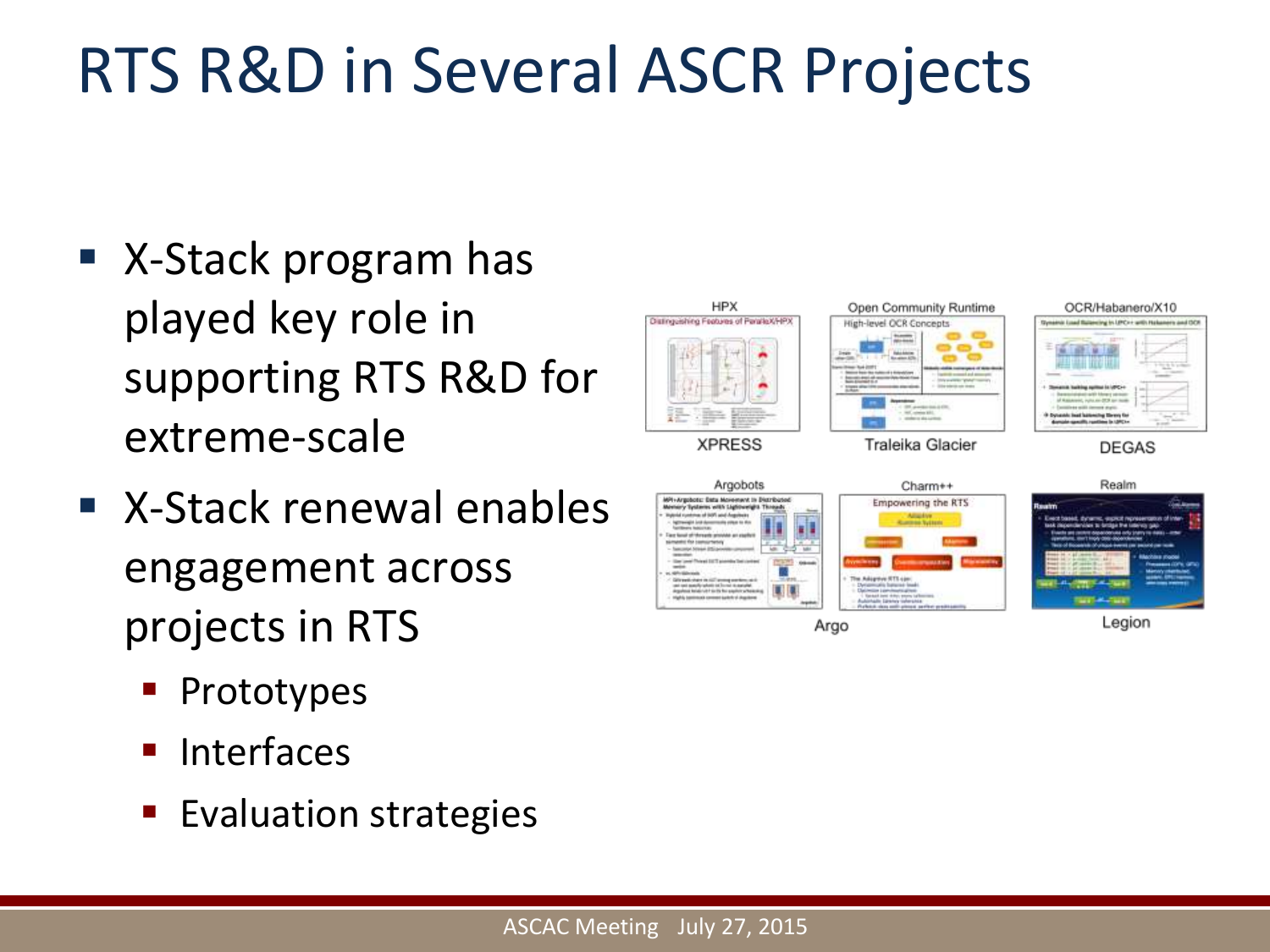# RTS R&D in Several ASCR Projects

- X-Stack program has played key role in supporting RTS R&D for extreme-scale
- X-Stack renewal enables engagement across projects in RTS
  - Prototypes
  - Interfaces
  - Evaluation strategies

HPX | Open Community Runtime | OCR/Habanero/X10

XPRESS | Traleika Glacier | DEGAS

Argobots | Charm++ | Realm

Argo | Legion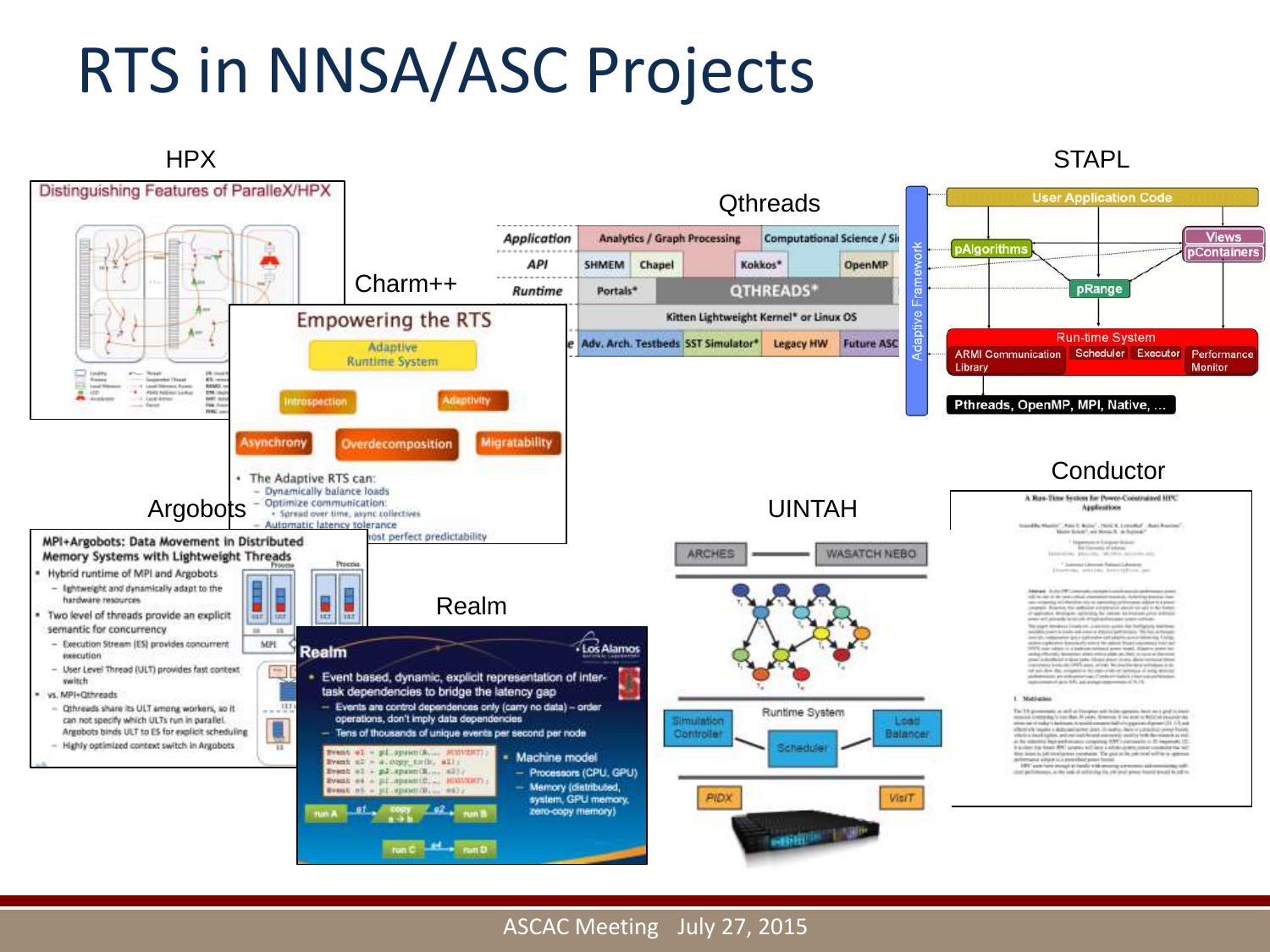# RTS in NNSA/ASC Projects

HPX

**Distinguishing Features of ParalleX/HPX**

Charm++

**Empowering the RTS**

- Adaptive Runtime System
- Introspection
- Adaptivity
- Asynchrony
- Overdecomposition
- Migratability

- The Adaptive RTS can:
  - Dynamically balance loads
  - Optimize communication:
    - Spread over time, async collectives
  - Automatic latency tolerance
  - ...most perfect predictability

Qthreads

| Application | Analytics / Graph Processing | Computational Science / Si... | | |
|---|---|---|---|---|
| API | SHMEM | Chapel | Kokkos* | OpenMP |
| Runtime | Portals* | QTHREADS* | | |
| | Kitten Lightweight Kernel* or Linux OS | | | |
| | Adv. Arch. Testbeds | SST Simulator* | Legacy HW | Future ASC |

STAPL

- User Application Code
- pAlgorithms
- Views
- pContainers
- pRange
- Adaptive Framework
- Run-time System
  - ARMI Communication Library
  - Scheduler
  - Executor
  - Performance Monitor
- Pthreads, OpenMP, MPI, Native, ...

Argobots

**MPI+Argobots: Data Movement in Distributed Memory Systems with Lightweight Threads**

- Hybrid runtime of MPI and Argobots
  - lightweight and dynamically adapt to the hardware resources
- Two level of threads provide an explicit semantic for concurrency
  - Execution Stream (ES) provides concurrent execution
  - User Level Thread (ULT) provides fast context switch
- vs. MPI+Qthreads
  - Qthreads share its ULT among workers, so it can not specify which ULTs run in parallel. Argobots binds ULT to ES for explicit scheduling
  - Highly optimized context switch in Argobots

Realm

**Realm**

- Event based, dynamic, explicit representation of inter-task dependencies to bridge the latency gap
  - Events are control dependences only (carry no data) – order operations, don't imply data dependencies
  - Tens of thousands of unique events per second per node
- Machine model
  - Processors (CPU, GPU)
  - Memory (distributed, system, GPU memory, zero-copy memory)

UINTAH

- ARCHES
- WASATCH NEBO
- Simulation Controller
- Runtime System
- Load Balancer
- Scheduler
- PIDX
- VisIT

Conductor

**A Run-Time System for Power-Constrained HPC Applications**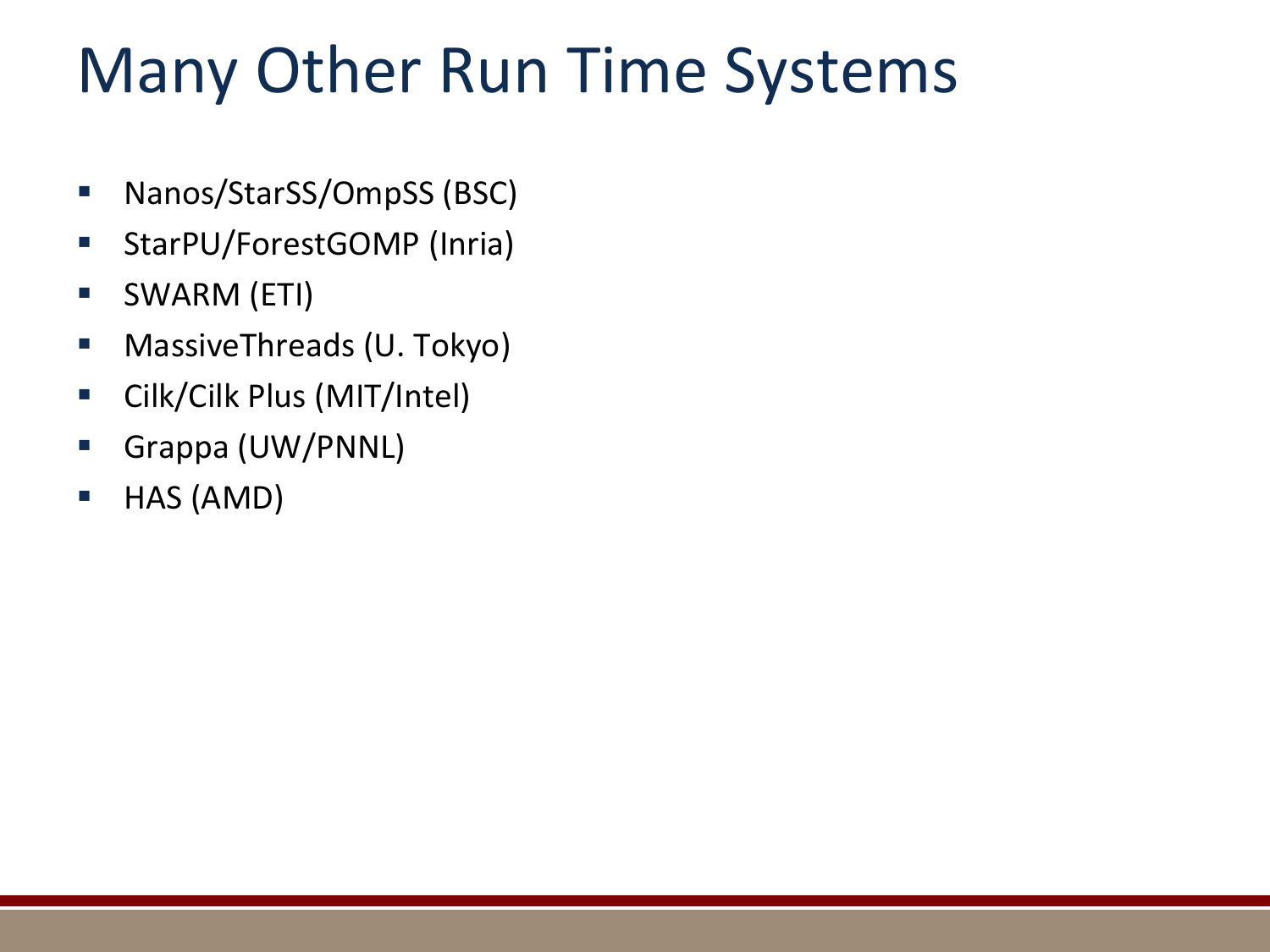# Many Other Run Time Systems

- Nanos/StarSS/OmpSS (BSC)
- StarPU/ForestGOMP (Inria)
- SWARM (ETI)
- MassiveThreads (U. Tokyo)
- Cilk/Cilk Plus (MIT/Intel)
- Grappa (UW/PNNL)
- HAS (AMD)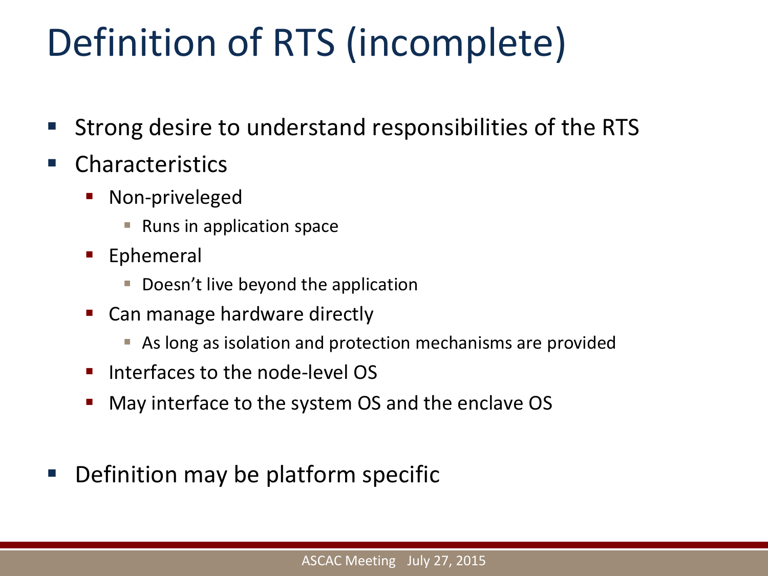# Definition of RTS (incomplete)

- Strong desire to understand responsibilities of the RTS
- Characteristics
  - Non-priveleged
    - Runs in application space
  - Ephemeral
    - Doesn't live beyond the application
  - Can manage hardware directly
    - As long as isolation and protection mechanisms are provided
  - Interfaces to the node-level OS
  - May interface to the system OS and the enclave OS
- Definition may be platform specific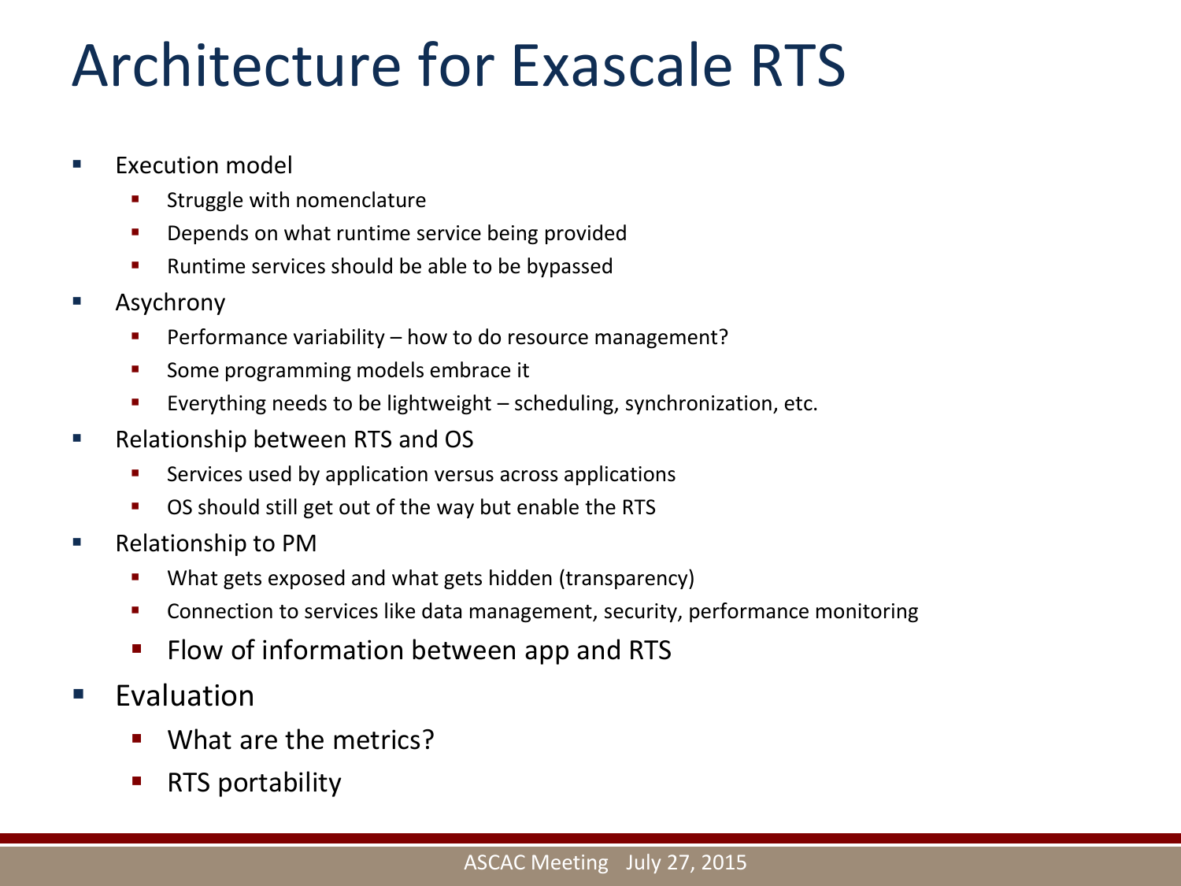# Architecture for Exascale RTS

- Execution model
  - Struggle with nomenclature
  - Depends on what runtime service being provided
  - Runtime services should be able to be bypassed
- Asychrony
  - Performance variability – how to do resource management?
  - Some programming models embrace it
  - Everything needs to be lightweight – scheduling, synchronization, etc.
- Relationship between RTS and OS
  - Services used by application versus across applications
  - OS should still get out of the way but enable the RTS
- Relationship to PM
  - What gets exposed and what gets hidden (transparency)
  - Connection to services like data management, security, performance monitoring
  - Flow of information between app and RTS
- Evaluation
  - What are the metrics?
  - RTS portability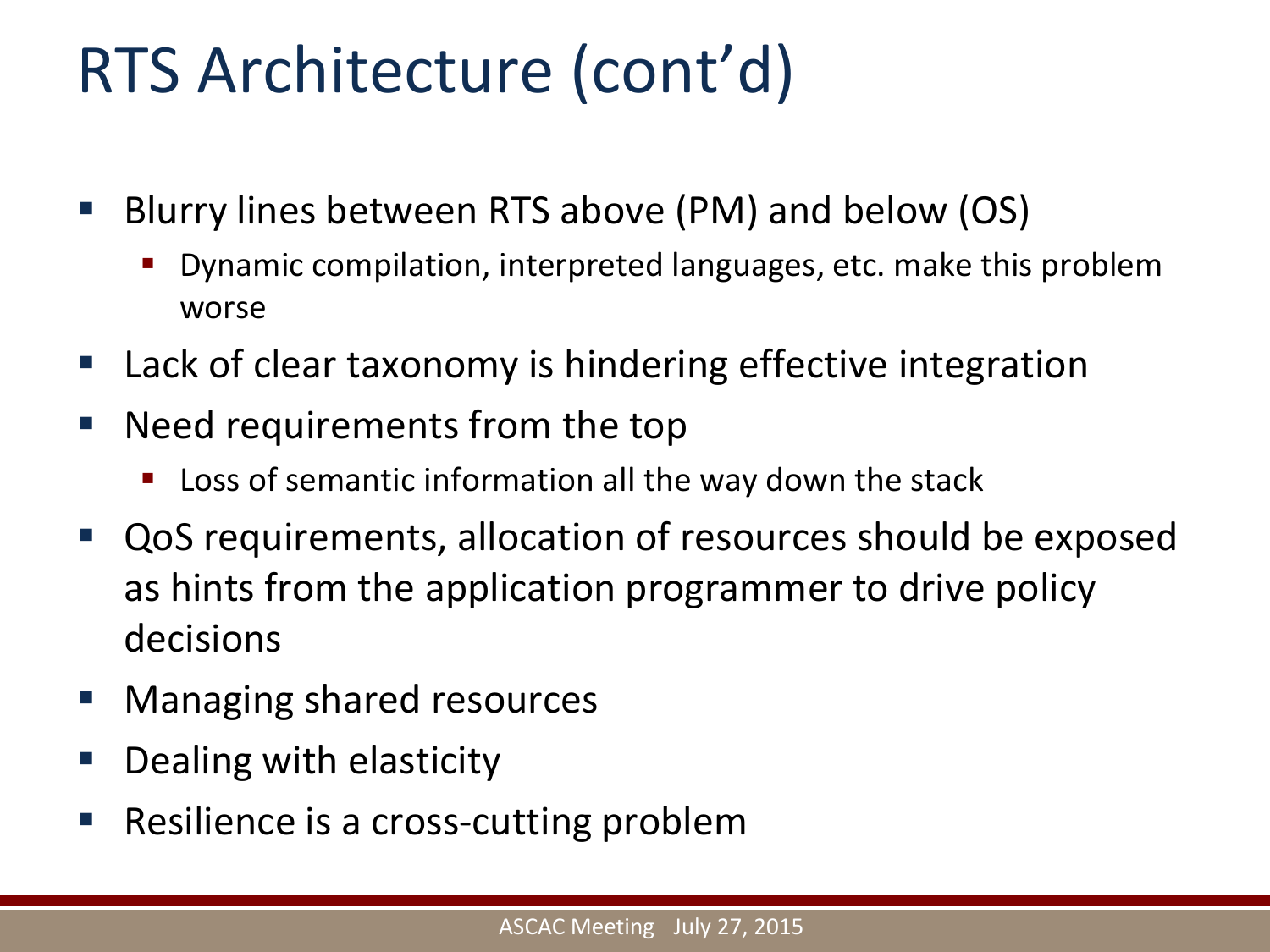# RTS Architecture (cont'd)

- Blurry lines between RTS above (PM) and below (OS)
  - Dynamic compilation, interpreted languages, etc. make this problem worse
- Lack of clear taxonomy is hindering effective integration
- Need requirements from the top
  - Loss of semantic information all the way down the stack
- QoS requirements, allocation of resources should be exposed as hints from the application programmer to drive policy decisions
- Managing shared resources
- Dealing with elasticity
- Resilience is a cross-cutting problem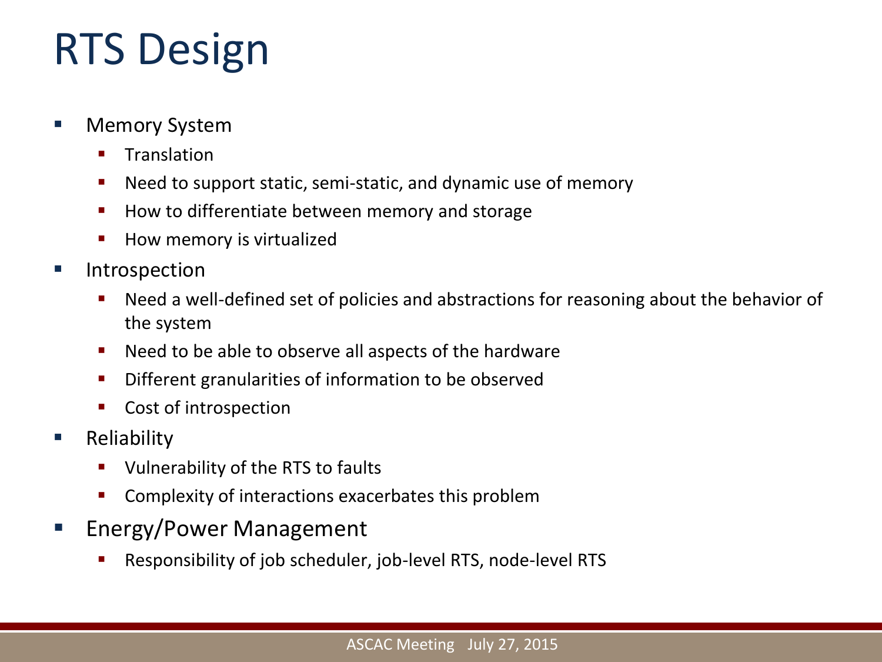# RTS Design

- Memory System
  - Translation
  - Need to support static, semi-static, and dynamic use of memory
  - How to differentiate between memory and storage
  - How memory is virtualized
- Introspection
  - Need a well-defined set of policies and abstractions for reasoning about the behavior of the system
  - Need to be able to observe all aspects of the hardware
  - Different granularities of information to be observed
  - Cost of introspection
- Reliability
  - Vulnerability of the RTS to faults
  - Complexity of interactions exacerbates this problem
- Energy/Power Management
  - Responsibility of job scheduler, job-level RTS, node-level RTS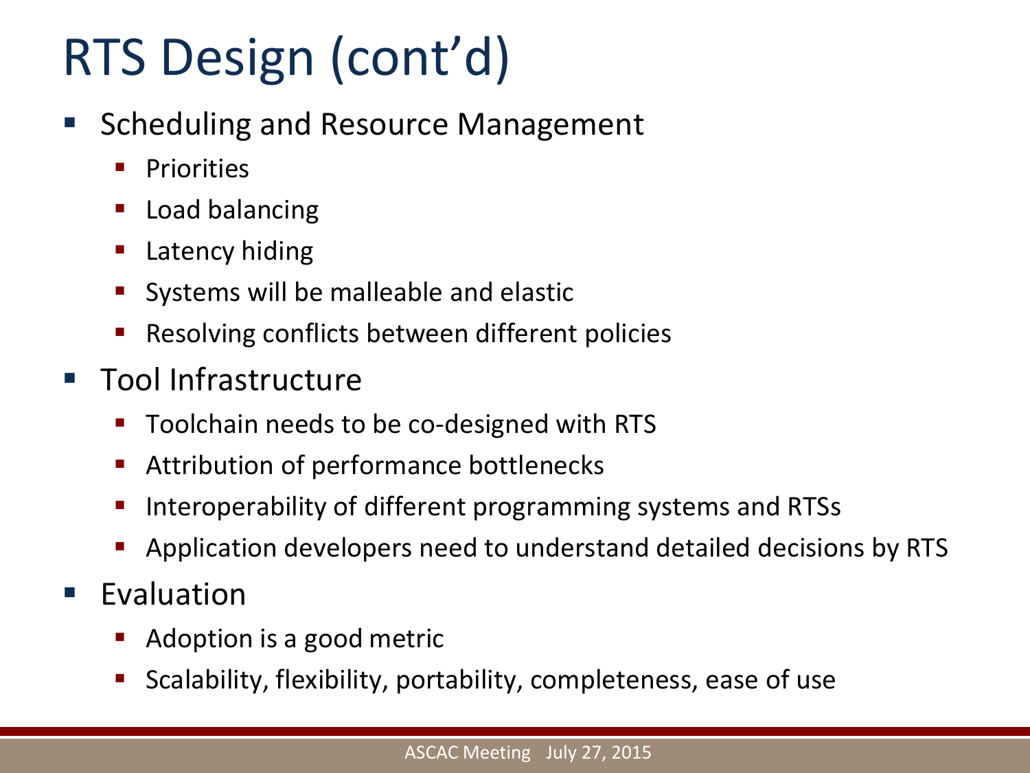# RTS Design (cont'd)

- Scheduling and Resource Management
  - Priorities
  - Load balancing
  - Latency hiding
  - Systems will be malleable and elastic
  - Resolving conflicts between different policies
- Tool Infrastructure
  - Toolchain needs to be co-designed with RTS
  - Attribution of performance bottlenecks
  - Interoperability of different programming systems and RTSs
  - Application developers need to understand detailed decisions by RTS
- Evaluation
  - Adoption is a good metric
  - Scalability, flexibility, portability, completeness, ease of use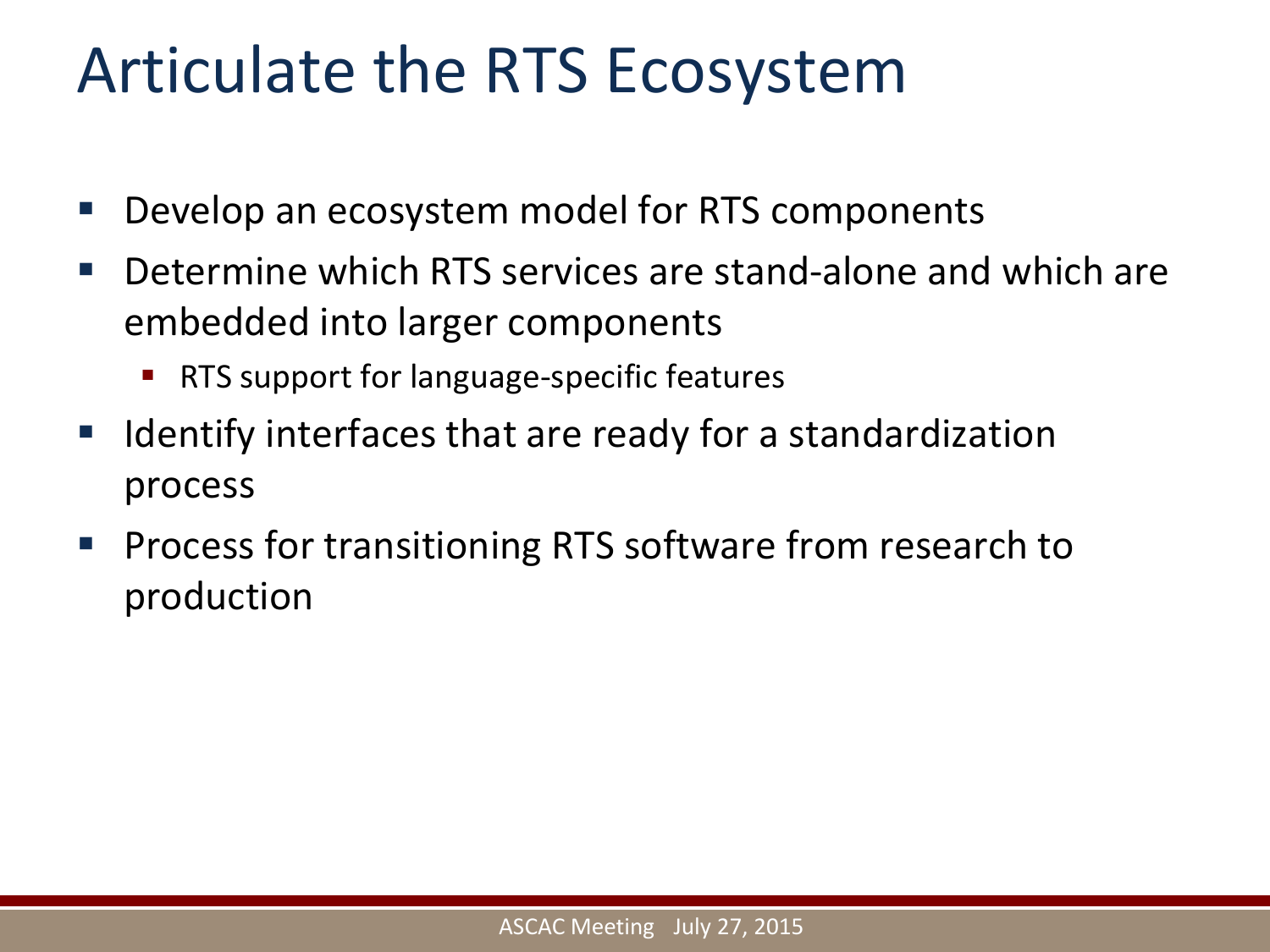# Articulate the RTS Ecosystem

- Develop an ecosystem model for RTS components
- Determine which RTS services are stand-alone and which are embedded into larger components
  - RTS support for language-specific features
- Identify interfaces that are ready for a standardization process
- Process for transitioning RTS software from research to production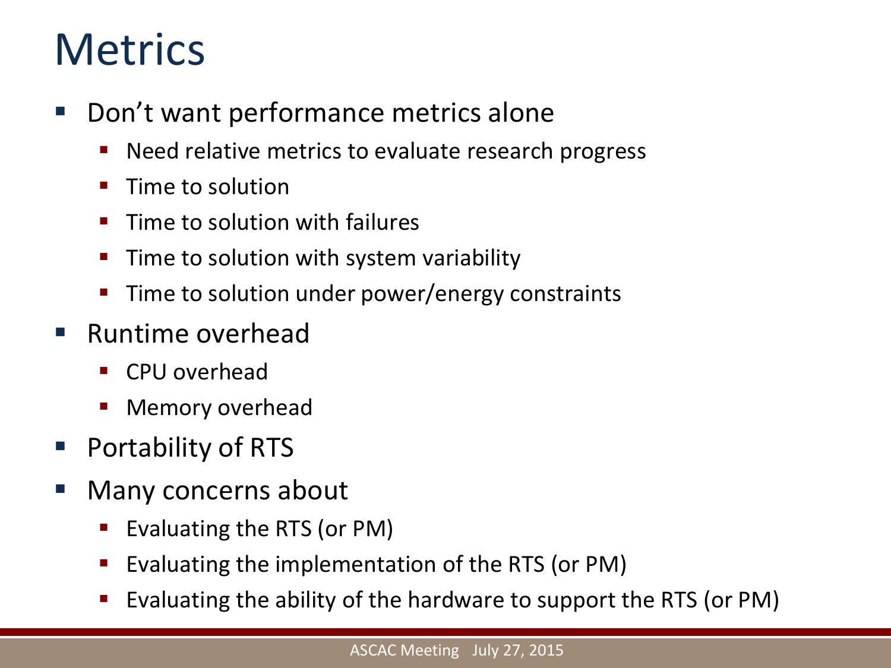# Metrics

- Don't want performance metrics alone
  - Need relative metrics to evaluate research progress
  - Time to solution
  - Time to solution with failures
  - Time to solution with system variability
  - Time to solution under power/energy constraints
- Runtime overhead
  - CPU overhead
  - Memory overhead
- Portability of RTS
- Many concerns about
  - Evaluating the RTS (or PM)
  - Evaluating the implementation of the RTS (or PM)
  - Evaluating the ability of the hardware to support the RTS (or PM)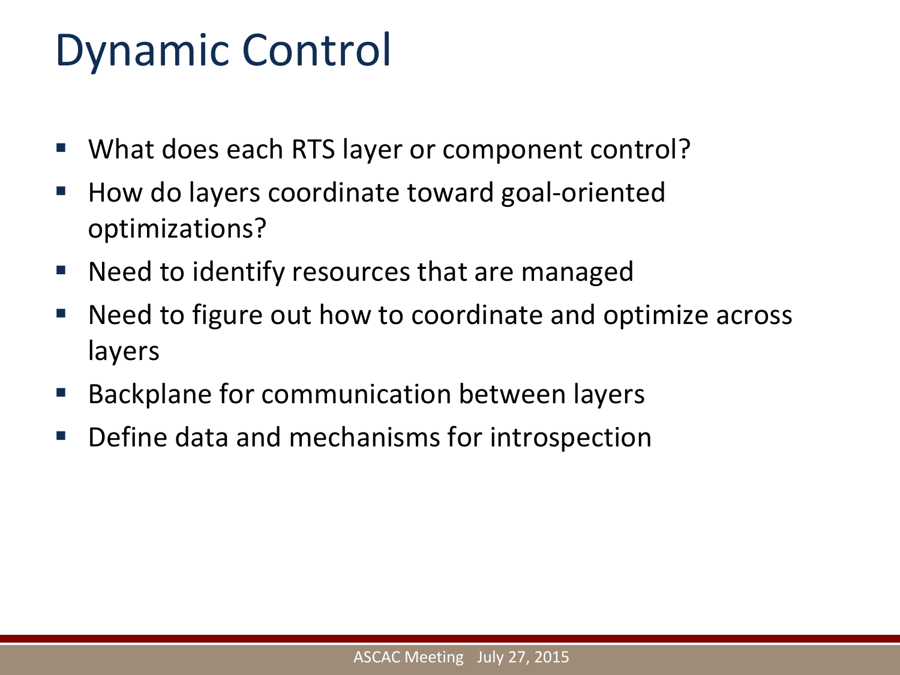# Dynamic Control

- What does each RTS layer or component control?
- How do layers coordinate toward goal-oriented optimizations?
- Need to identify resources that are managed
- Need to figure out how to coordinate and optimize across layers
- Backplane for communication between layers
- Define data and mechanisms for introspection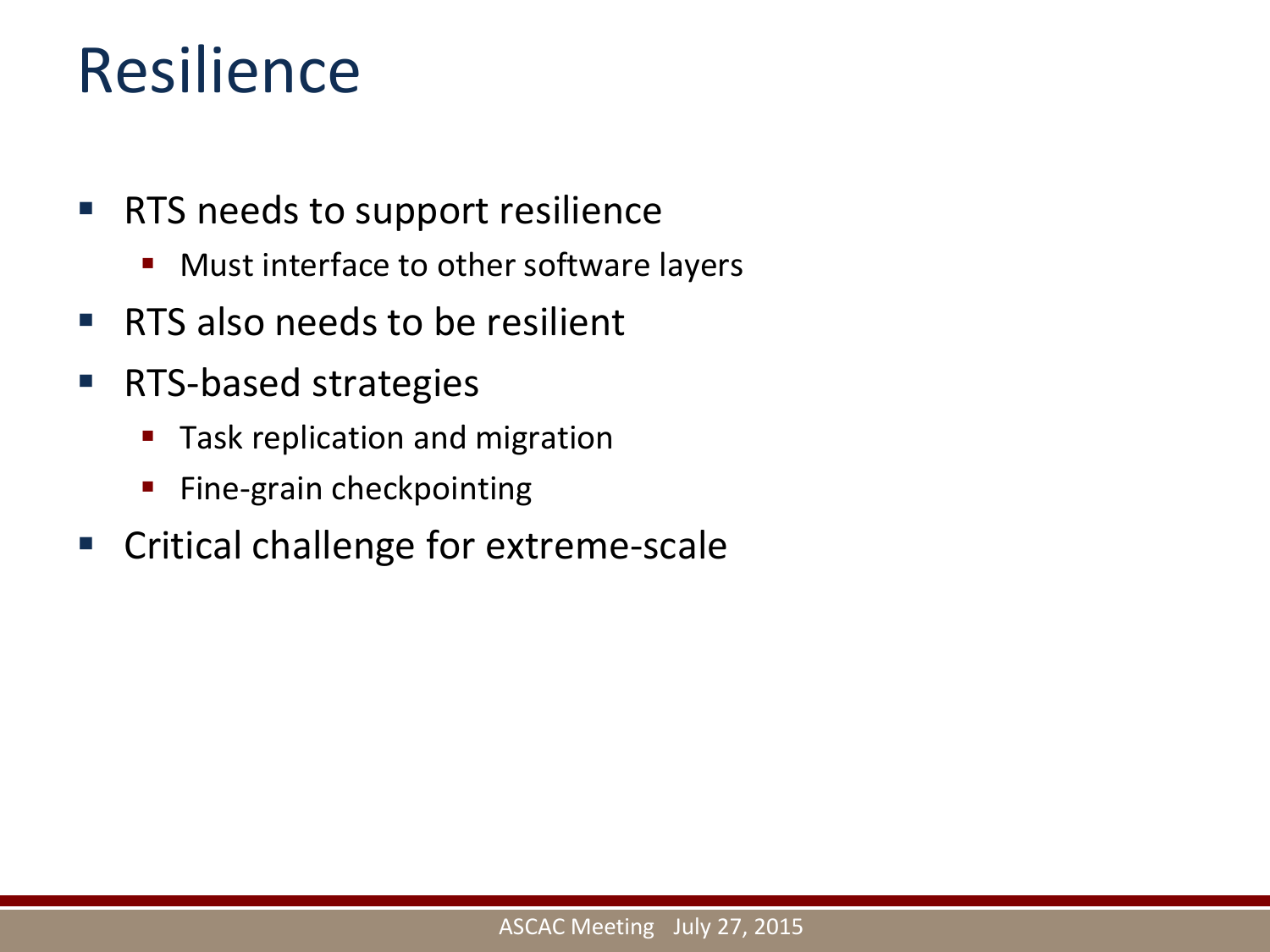# Resilience

- RTS needs to support resilience
  - Must interface to other software layers
- RTS also needs to be resilient
- RTS-based strategies
  - Task replication and migration
  - Fine-grain checkpointing
- Critical challenge for extreme-scale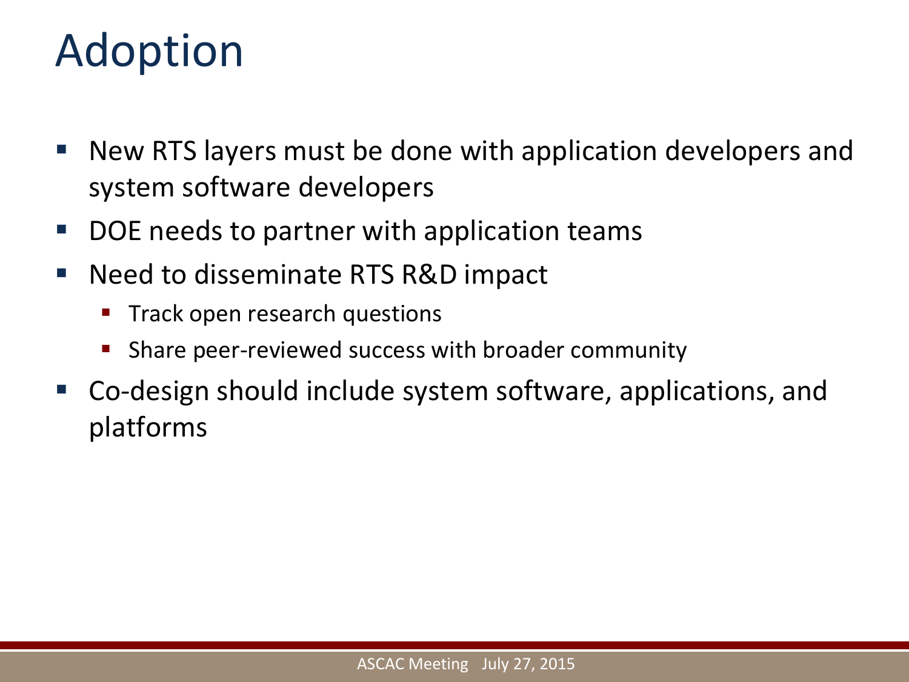# Adoption

- New RTS layers must be done with application developers and system software developers
- DOE needs to partner with application teams
- Need to disseminate RTS R&D impact
  - Track open research questions
  - Share peer-reviewed success with broader community
- Co-design should include system software, applications, and platforms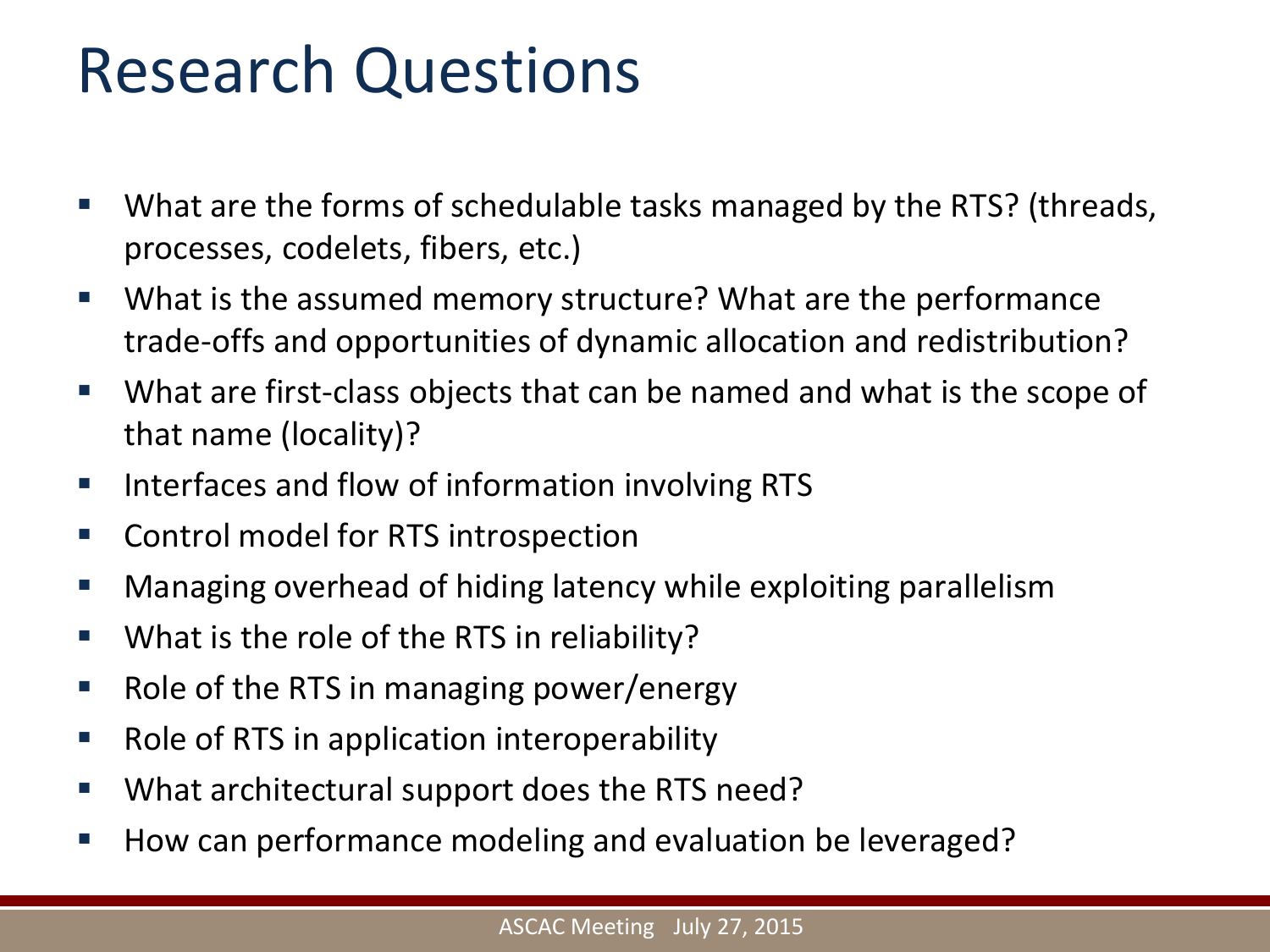# Research Questions

- What are the forms of schedulable tasks managed by the RTS? (threads, processes, codelets, fibers, etc.)
- What is the assumed memory structure? What are the performance trade-offs and opportunities of dynamic allocation and redistribution?
- What are first-class objects that can be named and what is the scope of that name (locality)?
- Interfaces and flow of information involving RTS
- Control model for RTS introspection
- Managing overhead of hiding latency while exploiting parallelism
- What is the role of the RTS in reliability?
- Role of the RTS in managing power/energy
- Role of RTS in application interoperability
- What architectural support does the RTS need?
- How can performance modeling and evaluation be leveraged?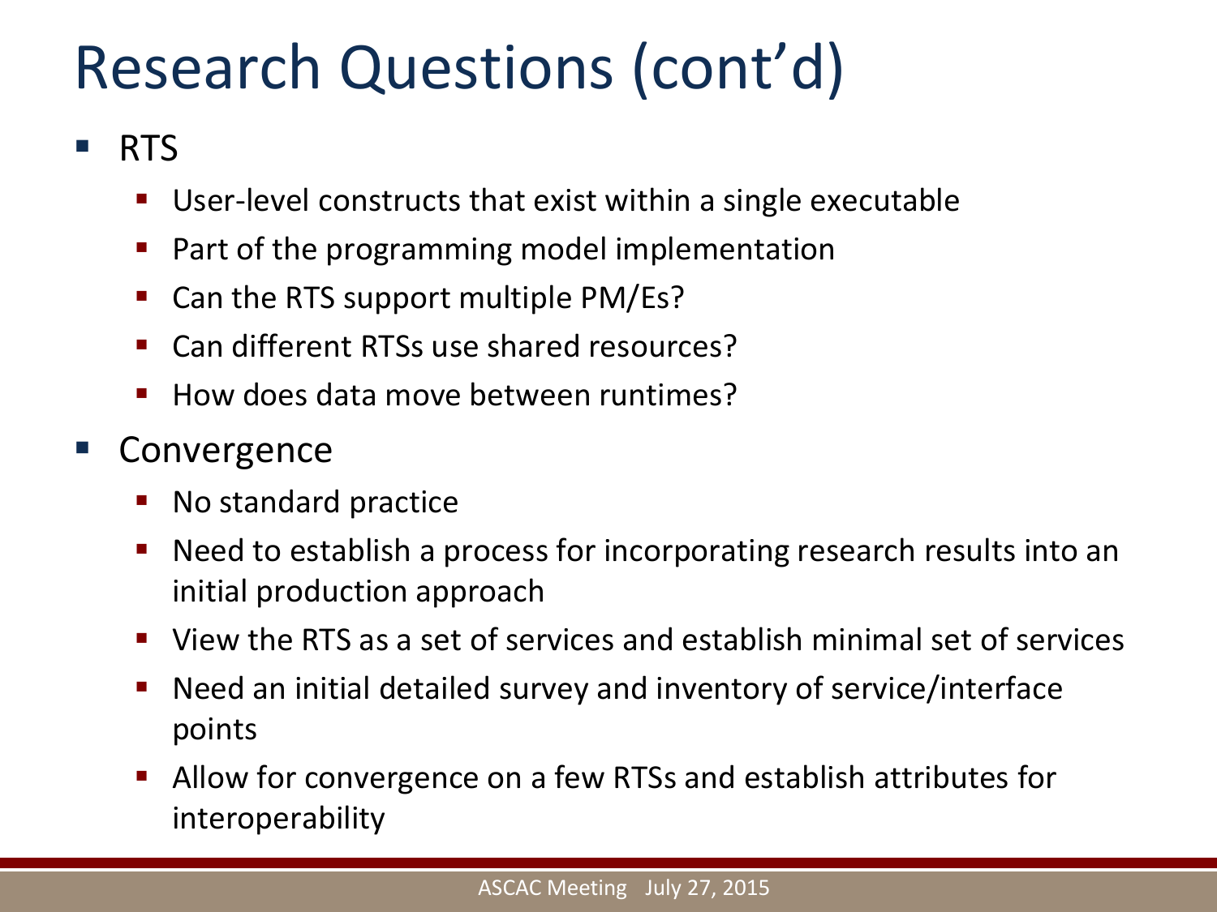# Research Questions (cont'd)

- RTS
  - User-level constructs that exist within a single executable
  - Part of the programming model implementation
  - Can the RTS support multiple PM/Es?
  - Can different RTSs use shared resources?
  - How does data move between runtimes?
- Convergence
  - No standard practice
  - Need to establish a process for incorporating research results into an initial production approach
  - View the RTS as a set of services and establish minimal set of services
  - Need an initial detailed survey and inventory of service/interface points
  - Allow for convergence on a few RTSs and establish attributes for interoperability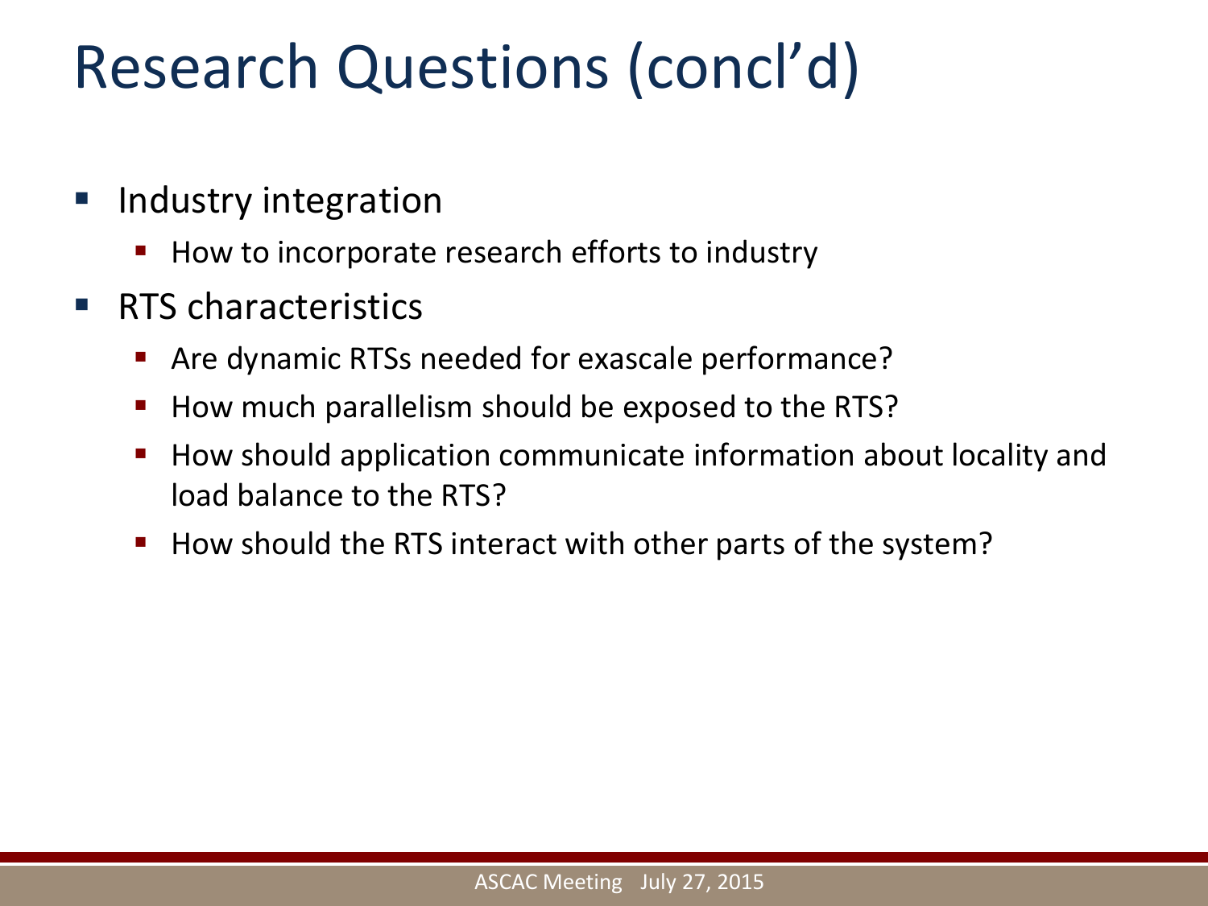# Research Questions (concl'd)

- Industry integration
  - How to incorporate research efforts to industry
- RTS characteristics
  - Are dynamic RTSs needed for exascale performance?
  - How much parallelism should be exposed to the RTS?
  - How should application communicate information about locality and load balance to the RTS?
  - How should the RTS interact with other parts of the system?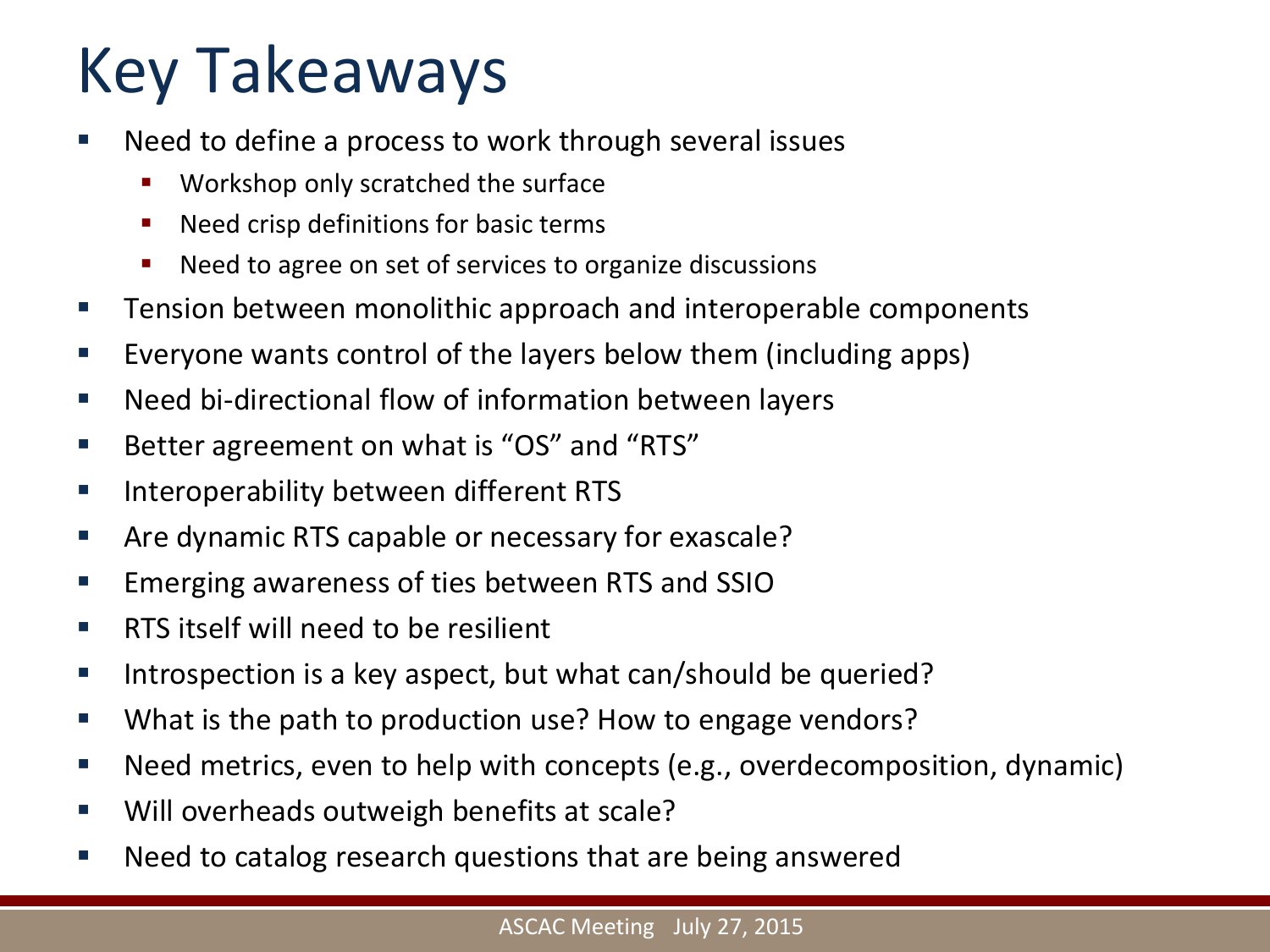# Key Takeaways

- Need to define a process to work through several issues
  - Workshop only scratched the surface
  - Need crisp definitions for basic terms
  - Need to agree on set of services to organize discussions
- Tension between monolithic approach and interoperable components
- Everyone wants control of the layers below them (including apps)
- Need bi-directional flow of information between layers
- Better agreement on what is “OS” and “RTS”
- Interoperability between different RTS
- Are dynamic RTS capable or necessary for exascale?
- Emerging awareness of ties between RTS and SSIO
- RTS itself will need to be resilient
- Introspection is a key aspect, but what can/should be queried?
- What is the path to production use? How to engage vendors?
- Need metrics, even to help with concepts (e.g., overdecomposition, dynamic)
- Will overheads outweigh benefits at scale?
- Need to catalog research questions that are being answered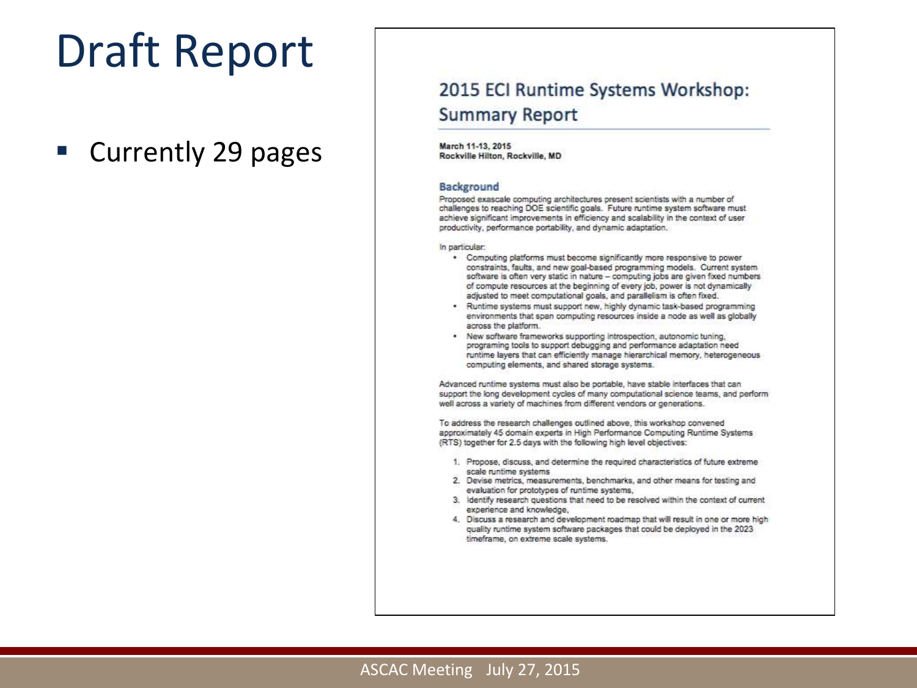# Draft Report

- Currently 29 pages

## 2015 ECI Runtime Systems Workshop: Summary Report

**March 11-13, 2015**
**Rockville Hilton, Rockville, MD**

### Background

Proposed exascale computing architectures present scientists with a number of challenges to reaching DOE scientific goals. Future runtime system software must achieve significant improvements in efficiency and scalability in the context of user productivity, performance portability, and dynamic adaptation.

In particular:

- Computing platforms must become significantly more responsive to power constraints, faults, and new goal-based programming models. Current system software is often very static in nature – computing jobs are given fixed numbers of compute resources at the beginning of every job, power is not dynamically adjusted to meet computational goals, and parallelism is often fixed.
- Runtime systems must support new, highly dynamic task-based programming environments that span computing resources inside a node as well as globally across the platform.
- New software frameworks supporting introspection, autonomic tuning, programing tools to support debugging and performance adaptation need runtime layers that can efficiently manage hierarchical memory, heterogeneous computing elements, and shared storage systems.

Advanced runtime systems must also be portable, have stable interfaces that can support the long development cycles of many computational science teams, and perform well across a variety of machines from different vendors or generations.

To address the research challenges outlined above, this workshop convened approximately 45 domain experts in High Performance Computing Runtime Systems (RTS) together for 2.5 days with the following high level objectives:

1. Propose, discuss, and determine the required characteristics of future extreme scale runtime systems
2. Devise metrics, measurements, benchmarks, and other means for testing and evaluation for prototypes of runtime systems,
3. Identify research questions that need to be resolved within the context of current experience and knowledge,
4. Discuss a research and development roadmap that will result in one or more high quality runtime system software packages that could be deployed in the 2023 timeframe, on extreme scale systems.